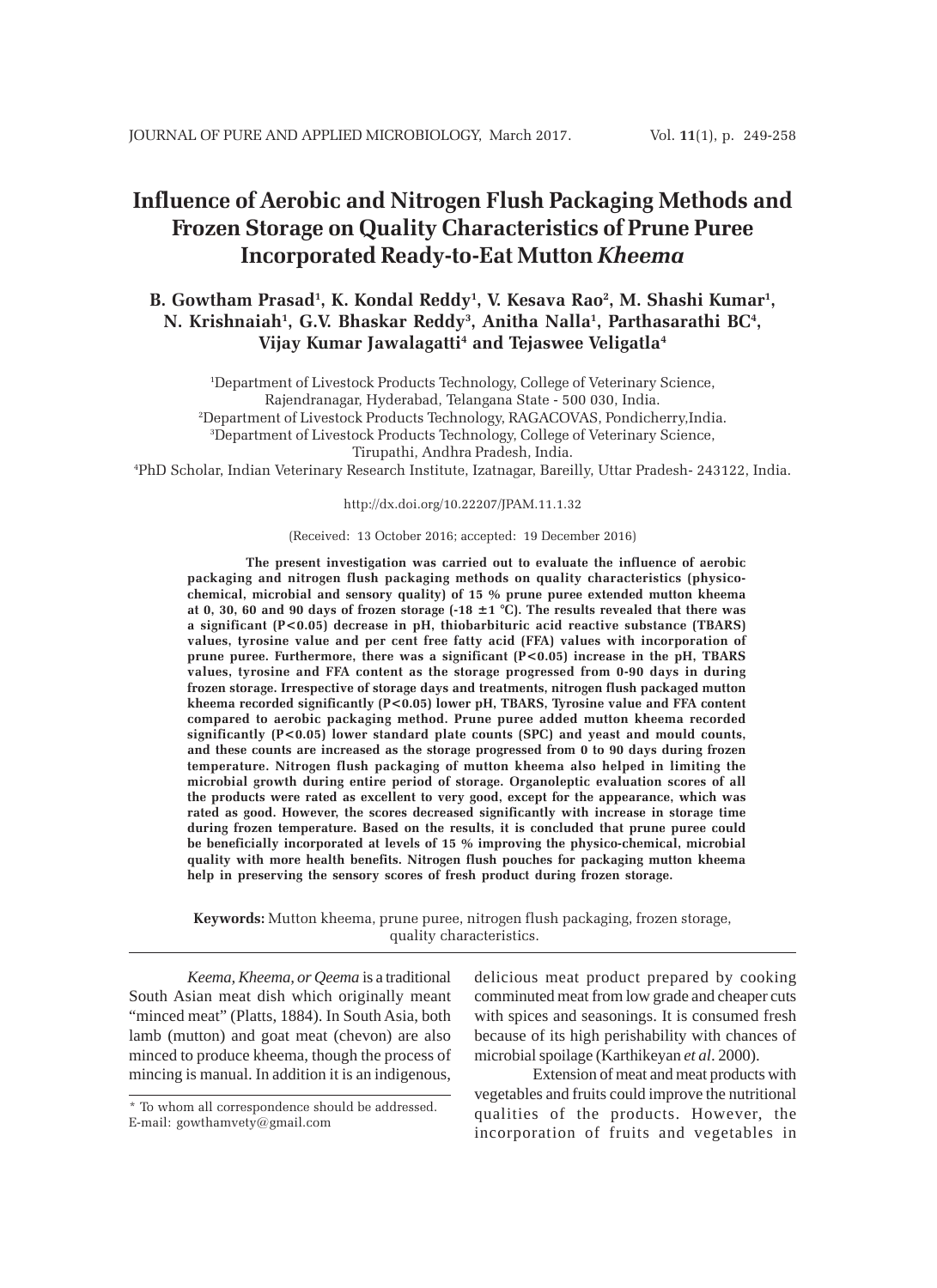# Influence of Aerobic and Nitrogen Flush Packaging Methods and Frozen Storage on Quality Characteristics of Prune Puree Incorporated Ready-to-Eat Mutton *Kheema*

**B. Gowtham Prasad[1], K. Kondal Reddy[1], V. Kesava Rao[2], M. Shashi Kumar[1], N. Krishnaiah[1], G.V. Bhaskar Reddy[3], Anitha Nalla[1], Parthasarathi BC[4], Vijay Kumar Jawalagatti[4] and Tejaswee Veligatla[4]**

[1]Department of Livestock Products Technology, College of Veterinary Science, Rajendranagar, Hyderabad, Telangana State - 500 030, India.
[2]Department of Livestock Products Technology, RAGACOVAS, Pondicherry,India.
[3]Department of Livestock Products Technology, College of Veterinary Science, Tirupathi, Andhra Pradesh, India.
[4]PhD Scholar, Indian Veterinary Research Institute, Izatnagar, Bareilly, Uttar Pradesh- 243122, India.

http://dx.doi.org/10.22207/JPAM.11.1.32

(Received: 13 October 2016; accepted: 19 December 2016)

**The present investigation was carried out to evaluate the influence of aerobic packaging and nitrogen flush packaging methods on quality characteristics (physico-chemical, microbial and sensory quality) of 15 % prune puree extended mutton kheema at 0, 30, 60 and 90 days of frozen storage (-18 ±1 °C). The results revealed that there was a significant (P<0.05) decrease in pH, thiobarbituric acid reactive substance (TBARS) values, tyrosine value and per cent free fatty acid (FFA) values with incorporation of prune puree. Furthermore, there was a significant (P<0.05) increase in the pH, TBARS values, tyrosine and FFA content as the storage progressed from 0-90 days in during frozen storage. Irrespective of storage days and treatments, nitrogen flush packaged mutton kheema recorded significantly (P<0.05) lower pH, TBARS, Tyrosine value and FFA content compared to aerobic packaging method. Prune puree added mutton kheema recorded significantly (P<0.05) lower standard plate counts (SPC) and yeast and mould counts, and these counts are increased as the storage progressed from 0 to 90 days during frozen temperature. Nitrogen flush packaging of mutton kheema also helped in limiting the microbial growth during entire period of storage. Organoleptic evaluation scores of all the products were rated as excellent to very good, except for the appearance, which was rated as good. However, the scores decreased significantly with increase in storage time during frozen temperature. Based on the results, it is concluded that prune puree could be beneficially incorporated at levels of 15 % improving the physico-chemical, microbial quality with more health benefits. Nitrogen flush pouches for packaging mutton kheema help in preserving the sensory scores of fresh product during frozen storage.**

**Keywords:** Mutton kheema, prune puree, nitrogen flush packaging, frozen storage, quality characteristics.

*Keema, Kheema, or Qeema* is a traditional South Asian meat dish which originally meant "minced meat" (Platts, 1884). In South Asia, both lamb (mutton) and goat meat (chevon) are also minced to produce kheema, though the process of mincing is manual. In addition it is an indigenous, delicious meat product prepared by cooking comminuted meat from low grade and cheaper cuts with spices and seasonings. It is consumed fresh because of its high perishability with chances of microbial spoilage (Karthikeyan *et al*. 2000).

Extension of meat and meat products with vegetables and fruits could improve the nutritional qualities of the products. However, the incorporation of fruits and vegetables in

* To whom all correspondence should be addressed.
E-mail: gowthamvety@gmail.com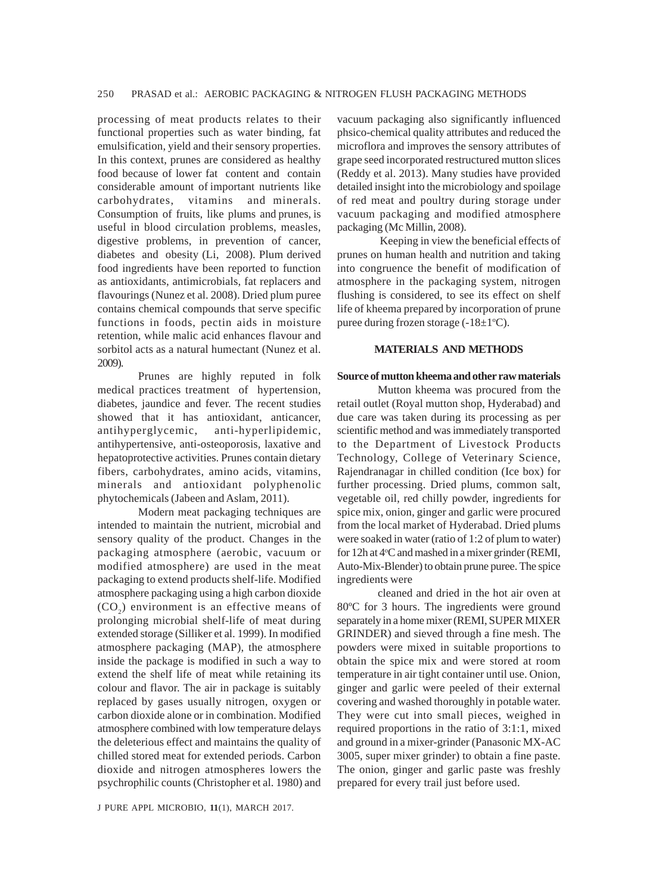processing of meat products relates to their functional properties such as water binding, fat emulsification, yield and their sensory properties. In this context, prunes are considered as healthy food because of lower fat content and contain considerable amount of important nutrients like carbohydrates, vitamins and minerals. Consumption of fruits, like plums and prunes, is useful in blood circulation problems, measles, digestive problems, in prevention of cancer, diabetes and obesity (Li, 2008). Plum derived food ingredients have been reported to function as antioxidants, antimicrobials, fat replacers and flavourings (Nunez et al. 2008). Dried plum puree contains chemical compounds that serve specific functions in foods, pectin aids in moisture retention, while malic acid enhances flavour and sorbitol acts as a natural humectant (Nunez et al. 2009).

Prunes are highly reputed in folk medical practices treatment of hypertension, diabetes, jaundice and fever. The recent studies showed that it has antioxidant, anticancer, antihyperglycemic, anti-hyperlipidemic, antihypertensive, anti-osteoporosis, laxative and hepatoprotective activities. Prunes contain dietary fibers, carbohydrates, amino acids, vitamins, minerals and antioxidant polyphenolic phytochemicals (Jabeen and Aslam, 2011).

Modern meat packaging techniques are intended to maintain the nutrient, microbial and sensory quality of the product. Changes in the packaging atmosphere (aerobic, vacuum or modified atmosphere) are used in the meat packaging to extend products shelf-life. Modified atmosphere packaging using a high carbon dioxide ($CO_2$) environment is an effective means of prolonging microbial shelf-life of meat during extended storage (Silliker et al. 1999). In modified atmosphere packaging (MAP), the atmosphere inside the package is modified in such a way to extend the shelf life of meat while retaining its colour and flavor. The air in package is suitably replaced by gases usually nitrogen, oxygen or carbon dioxide alone or in combination. Modified atmosphere combined with low temperature delays the deleterious effect and maintains the quality of chilled stored meat for extended periods. Carbon dioxide and nitrogen atmospheres lowers the psychrophilic counts (Christopher et al. 1980) and vacuum packaging also significantly influenced phsico-chemical quality attributes and reduced the microflora and improves the sensory attributes of grape seed incorporated restructured mutton slices (Reddy et al. 2013). Many studies have provided detailed insight into the microbiology and spoilage of red meat and poultry during storage under vacuum packaging and modified atmosphere packaging (Mc Millin, 2008).

Keeping in view the beneficial effects of prunes on human health and nutrition and taking into congruence the benefit of modification of atmosphere in the packaging system, nitrogen flushing is considered, to see its effect on shelf life of kheema prepared by incorporation of prune puree during frozen storage ($-18\pm1^{\circ}C$).

## MATERIALS AND METHODS

### Source of mutton kheema and other raw materials

Mutton kheema was procured from the retail outlet (Royal mutton shop, Hyderabad) and due care was taken during its processing as per scientific method and was immediately transported to the Department of Livestock Products Technology, College of Veterinary Science, Rajendranagar in chilled condition (Ice box) for further processing. Dried plums, common salt, vegetable oil, red chilly powder, ingredients for spice mix, onion, ginger and garlic were procured from the local market of Hyderabad. Dried plums were soaked in water (ratio of 1:2 of plum to water) for 12h at $4^{\circ}C$ and mashed in a mixer grinder (REMI, Auto-Mix-Blender) to obtain prune puree. The spice ingredients were

cleaned and dried in the hot air oven at $80^{\circ}C$ for 3 hours. The ingredients were ground separately in a home mixer (REMI, SUPER MIXER GRINDER) and sieved through a fine mesh. The powders were mixed in suitable proportions to obtain the spice mix and were stored at room temperature in air tight container until use. Onion, ginger and garlic were peeled of their external covering and washed thoroughly in potable water. They were cut into small pieces, weighed in required proportions in the ratio of 3:1:1, mixed and ground in a mixer-grinder (Panasonic MX-AC 3005, super mixer grinder) to obtain a fine paste. The onion, ginger and garlic paste was freshly prepared for every trail just before used.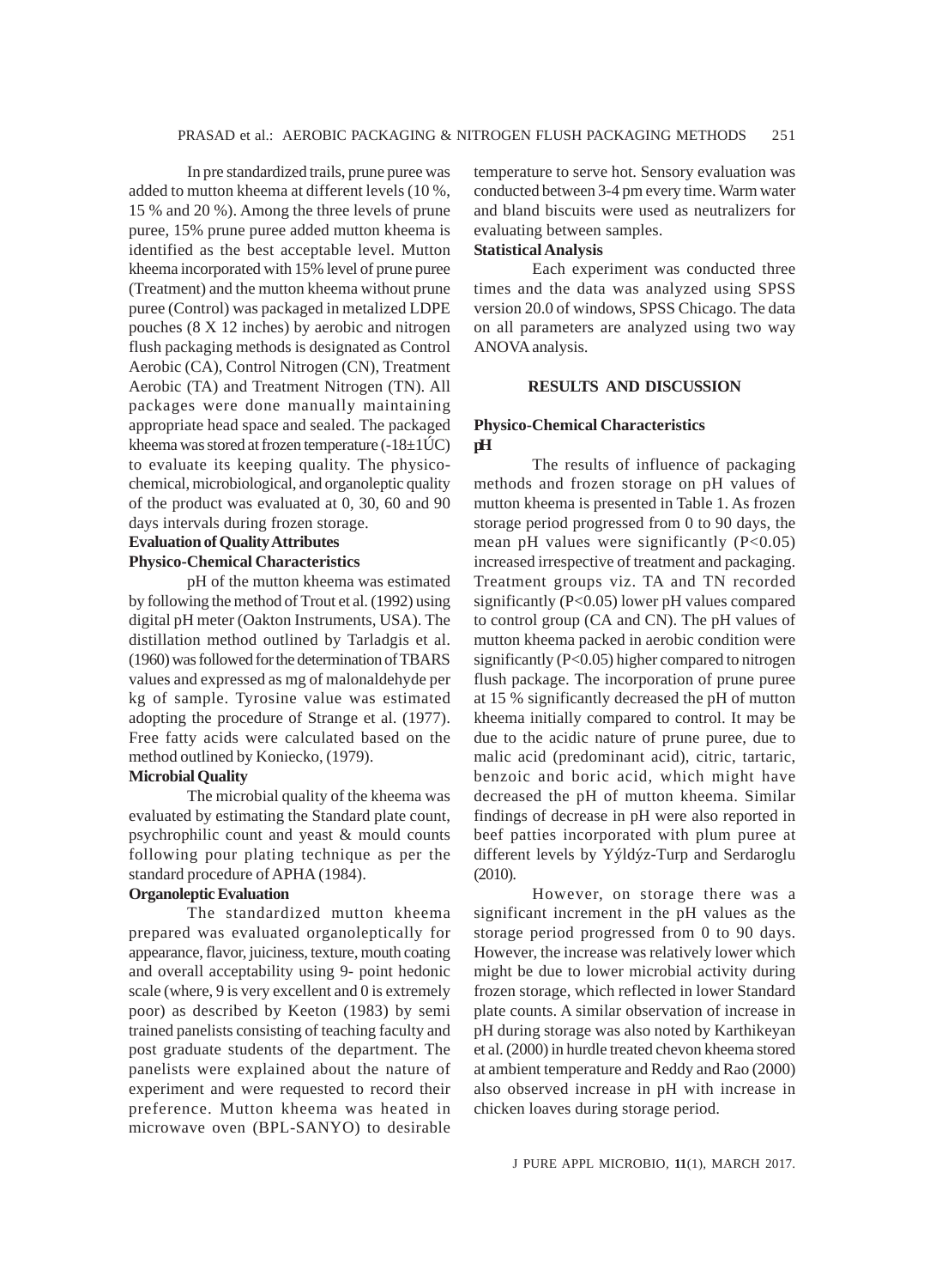In pre standardized trails, prune puree was added to mutton kheema at different levels (10 %, 15 % and 20 %). Among the three levels of prune puree, 15% prune puree added mutton kheema is identified as the best acceptable level. Mutton kheema incorporated with 15% level of prune puree (Treatment) and the mutton kheema without prune puree (Control) was packaged in metalized LDPE pouches (8 X 12 inches) by aerobic and nitrogen flush packaging methods is designated as Control Aerobic (CA), Control Nitrogen (CN), Treatment Aerobic (TA) and Treatment Nitrogen (TN). All packages were done manually maintaining appropriate head space and sealed. The packaged kheema was stored at frozen temperature (-18±1ÚC) to evaluate its keeping quality. The physico-chemical, microbiological, and organoleptic quality of the product was evaluated at 0, 30, 60 and 90 days intervals during frozen storage.

**Evaluation of Quality Attributes**

**Physico-Chemical Characteristics**

pH of the mutton kheema was estimated by following the method of Trout et al. (1992) using digital pH meter (Oakton Instruments, USA). The distillation method outlined by Tarladgis et al. (1960) was followed for the determination of TBARS values and expressed as mg of malonaldehyde per kg of sample. Tyrosine value was estimated adopting the procedure of Strange et al. (1977). Free fatty acids were calculated based on the method outlined by Koniecko, (1979).

**Microbial Quality**

The microbial quality of the kheema was evaluated by estimating the Standard plate count, psychrophilic count and yeast & mould counts following pour plating technique as per the standard procedure of APHA (1984).

**Organoleptic Evaluation**

The standardized mutton kheema prepared was evaluated organoleptically for appearance, flavor, juiciness, texture, mouth coating and overall acceptability using 9- point hedonic scale (where, 9 is very excellent and 0 is extremely poor) as described by Keeton (1983) by semi trained panelists consisting of teaching faculty and post graduate students of the department. The panelists were explained about the nature of experiment and were requested to record their preference. Mutton kheema was heated in microwave oven (BPL-SANYO) to desirable temperature to serve hot. Sensory evaluation was conducted between 3-4 pm every time. Warm water and bland biscuits were used as neutralizers for evaluating between samples.

**Statistical Analysis**

Each experiment was conducted three times and the data was analyzed using SPSS version 20.0 of windows, SPSS Chicago. The data on all parameters are analyzed using two way ANOVA analysis.

## RESULTS AND DISCUSSION

### Physico-Chemical Characteristics

**pH**

The results of influence of packaging methods and frozen storage on pH values of mutton kheema is presented in Table 1. As frozen storage period progressed from 0 to 90 days, the mean pH values were significantly ($P<0.05$) increased irrespective of treatment and packaging. Treatment groups viz. TA and TN recorded significantly ($P<0.05$) lower pH values compared to control group (CA and CN). The pH values of mutton kheema packed in aerobic condition were significantly ($P<0.05$) higher compared to nitrogen flush package. The incorporation of prune puree at 15 % significantly decreased the pH of mutton kheema initially compared to control. It may be due to the acidic nature of prune puree, due to malic acid (predominant acid), citric, tartaric, benzoic and boric acid, which might have decreased the pH of mutton kheema. Similar findings of decrease in pH were also reported in beef patties incorporated with plum puree at different levels by Ýýldýz-Turp and Serdaroglu (2010).

However, on storage there was a significant increment in the pH values as the storage period progressed from 0 to 90 days. However, the increase was relatively lower which might be due to lower microbial activity during frozen storage, which reflected in lower Standard plate counts. A similar observation of increase in pH during storage was also noted by Karthikeyan et al. (2000) in hurdle treated chevon kheema stored at ambient temperature and Reddy and Rao (2000) also observed increase in pH with increase in chicken loaves during storage period.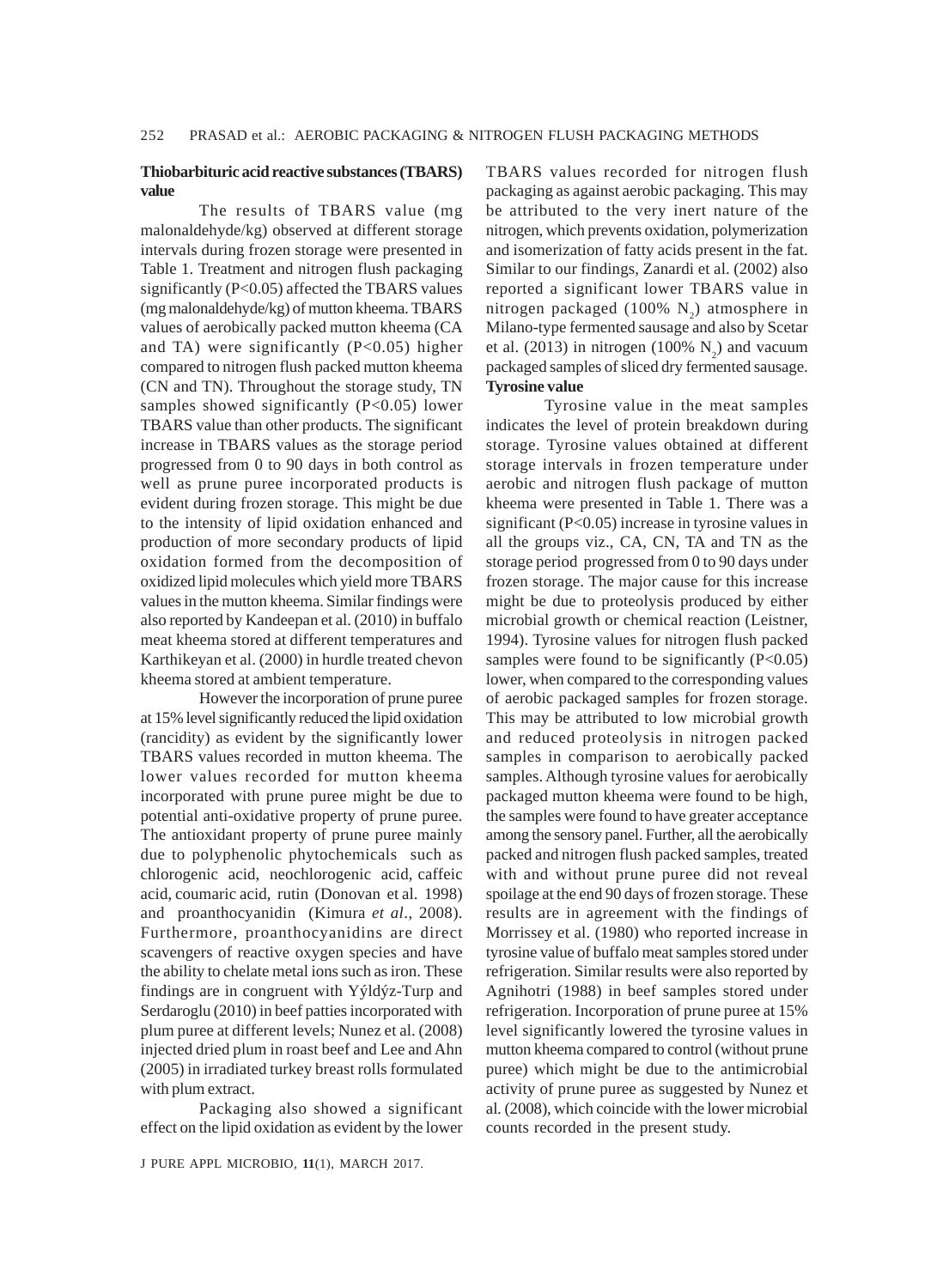### Thiobarbituric acid reactive substances (TBARS) value

The results of TBARS value (mg malonaldehyde/kg) observed at different storage intervals during frozen storage were presented in Table 1. Treatment and nitrogen flush packaging significantly ($P<0.05$) affected the TBARS values (mg malonaldehyde/kg) of mutton kheema. TBARS values of aerobically packed mutton kheema (CA and TA) were significantly ($P<0.05$) higher compared to nitrogen flush packed mutton kheema (CN and TN). Throughout the storage study, TN samples showed significantly ($P<0.05$) lower TBARS value than other products. The significant increase in TBARS values as the storage period progressed from 0 to 90 days in both control as well as prune puree incorporated products is evident during frozen storage. This might be due to the intensity of lipid oxidation enhanced and production of more secondary products of lipid oxidation formed from the decomposition of oxidized lipid molecules which yield more TBARS values in the mutton kheema. Similar findings were also reported by Kandeepan et al. (2010) in buffalo meat kheema stored at different temperatures and Karthikeyan et al. (2000) in hurdle treated chevon kheema stored at ambient temperature.

However the incorporation of prune puree at 15% level significantly reduced the lipid oxidation (rancidity) as evident by the significantly lower TBARS values recorded in mutton kheema. The lower values recorded for mutton kheema incorporated with prune puree might be due to potential anti-oxidative property of prune puree. The antioxidant property of prune puree mainly due to polyphenolic phytochemicals such as chlorogenic acid, neochlorogenic acid, caffeic acid, coumaric acid, rutin (Donovan et al. 1998) and proanthocyanidin (Kimura *et al*., 2008). Furthermore, proanthocyanidins are direct scavengers of reactive oxygen species and have the ability to chelate metal ions such as iron. These findings are in congruent with Yýldýz-Turp and Serdaroglu (2010) in beef patties incorporated with plum puree at different levels; Nunez et al. (2008) injected dried plum in roast beef and Lee and Ahn (2005) in irradiated turkey breast rolls formulated with plum extract.

Packaging also showed a significant effect on the lipid oxidation as evident by the lower TBARS values recorded for nitrogen flush packaging as against aerobic packaging. This may be attributed to the very inert nature of the nitrogen, which prevents oxidation, polymerization and isomerization of fatty acids present in the fat. Similar to our findings, Zanardi et al. (2002) also reported a significant lower TBARS value in nitrogen packaged (100% $N_2$) atmosphere in Milano-type fermented sausage and also by Scetar et al. (2013) in nitrogen (100% $N_2$) and vacuum packaged samples of sliced dry fermented sausage.

### Tyrosine value

Tyrosine value in the meat samples indicates the level of protein breakdown during storage. Tyrosine values obtained at different storage intervals in frozen temperature under aerobic and nitrogen flush package of mutton kheema were presented in Table 1. There was a significant ($P<0.05$) increase in tyrosine values in all the groups viz., CA, CN, TA and TN as the storage period progressed from 0 to 90 days under frozen storage. The major cause for this increase might be due to proteolysis produced by either microbial growth or chemical reaction (Leistner, 1994). Tyrosine values for nitrogen flush packed samples were found to be significantly ($P<0.05$) lower, when compared to the corresponding values of aerobic packaged samples for frozen storage. This may be attributed to low microbial growth and reduced proteolysis in nitrogen packed samples in comparison to aerobically packed samples. Although tyrosine values for aerobically packaged mutton kheema were found to be high, the samples were found to have greater acceptance among the sensory panel. Further, all the aerobically packed and nitrogen flush packed samples, treated with and without prune puree did not reveal spoilage at the end 90 days of frozen storage. These results are in agreement with the findings of Morrissey et al. (1980) who reported increase in tyrosine value of buffalo meat samples stored under refrigeration. Similar results were also reported by Agnihotri (1988) in beef samples stored under refrigeration. Incorporation of prune puree at 15% level significantly lowered the tyrosine values in mutton kheema compared to control (without prune puree) which might be due to the antimicrobial activity of prune puree as suggested by Nunez et al. (2008), which coincide with the lower microbial counts recorded in the present study.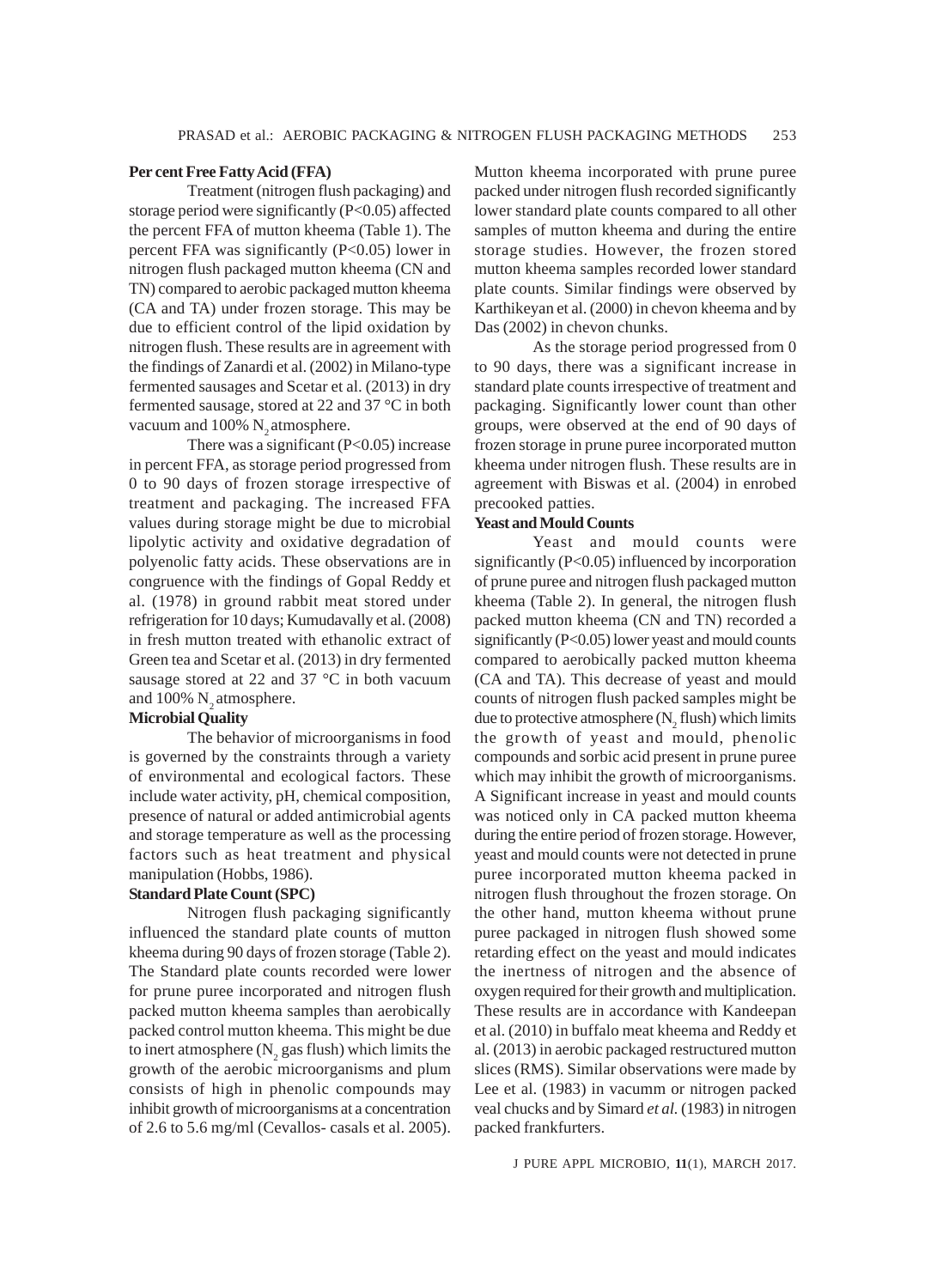**Per cent Free Fatty Acid (FFA)**

Treatment (nitrogen flush packaging) and storage period were significantly ($P<0.05$) affected the percent FFA of mutton kheema (Table 1). The percent FFA was significantly ($P<0.05$) lower in nitrogen flush packaged mutton kheema (CN and TN) compared to aerobic packaged mutton kheema (CA and TA) under frozen storage. This may be due to efficient control of the lipid oxidation by nitrogen flush. These results are in agreement with the findings of Zanardi et al. (2002) in Milano-type fermented sausages and Scetar et al. (2013) in dry fermented sausage, stored at 22 and 37 °C in both vacuum and 100% $N_2$ atmosphere.

There was a significant ($P<0.05$) increase in percent FFA, as storage period progressed from 0 to 90 days of frozen storage irrespective of treatment and packaging. The increased FFA values during storage might be due to microbial lipolytic activity and oxidative degradation of polyenolic fatty acids. These observations are in congruence with the findings of Gopal Reddy et al. (1978) in ground rabbit meat stored under refrigeration for 10 days; Kumudavally et al. (2008) in fresh mutton treated with ethanolic extract of Green tea and Scetar et al. (2013) in dry fermented sausage stored at 22 and 37 °C in both vacuum and 100% $N_2$ atmosphere.

**Microbial Quality**

The behavior of microorganisms in food is governed by the constraints through a variety of environmental and ecological factors. These include water activity, pH, chemical composition, presence of natural or added antimicrobial agents and storage temperature as well as the processing factors such as heat treatment and physical manipulation (Hobbs, 1986).

**Standard Plate Count (SPC)**

Nitrogen flush packaging significantly influenced the standard plate counts of mutton kheema during 90 days of frozen storage (Table 2). The Standard plate counts recorded were lower for prune puree incorporated and nitrogen flush packed mutton kheema samples than aerobically packed control mutton kheema. This might be due to inert atmosphere ($N_2$ gas flush) which limits the growth of the aerobic microorganisms and plum consists of high in phenolic compounds may inhibit growth of microorganisms at a concentration of 2.6 to 5.6 mg/ml (Cevallos- casals et al. 2005). Mutton kheema incorporated with prune puree packed under nitrogen flush recorded significantly lower standard plate counts compared to all other samples of mutton kheema and during the entire storage studies. However, the frozen stored mutton kheema samples recorded lower standard plate counts. Similar findings were observed by Karthikeyan et al. (2000) in chevon kheema and by Das (2002) in chevon chunks.

As the storage period progressed from 0 to 90 days, there was a significant increase in standard plate counts irrespective of treatment and packaging. Significantly lower count than other groups, were observed at the end of 90 days of frozen storage in prune puree incorporated mutton kheema under nitrogen flush. These results are in agreement with Biswas et al. (2004) in enrobed precooked patties.

**Yeast and Mould Counts**

Yeast and mould counts were significantly ($P<0.05$) influenced by incorporation of prune puree and nitrogen flush packaged mutton kheema (Table 2). In general, the nitrogen flush packed mutton kheema (CN and TN) recorded a significantly ($P<0.05$) lower yeast and mould counts compared to aerobically packed mutton kheema (CA and TA). This decrease of yeast and mould counts of nitrogen flush packed samples might be due to protective atmosphere ($N_2$ flush) which limits the growth of yeast and mould, phenolic compounds and sorbic acid present in prune puree which may inhibit the growth of microorganisms. A Significant increase in yeast and mould counts was noticed only in CA packed mutton kheema during the entire period of frozen storage. However, yeast and mould counts were not detected in prune puree incorporated mutton kheema packed in nitrogen flush throughout the frozen storage. On the other hand, mutton kheema without prune puree packaged in nitrogen flush showed some retarding effect on the yeast and mould indicates the inertness of nitrogen and the absence of oxygen required for their growth and multiplication. These results are in accordance with Kandeepan et al. (2010) in buffalo meat kheema and Reddy et al. (2013) in aerobic packaged restructured mutton slices (RMS). Similar observations were made by Lee et al. (1983) in vacumm or nitrogen packed veal chucks and by Simard *et al.* (1983) in nitrogen packed frankfurters.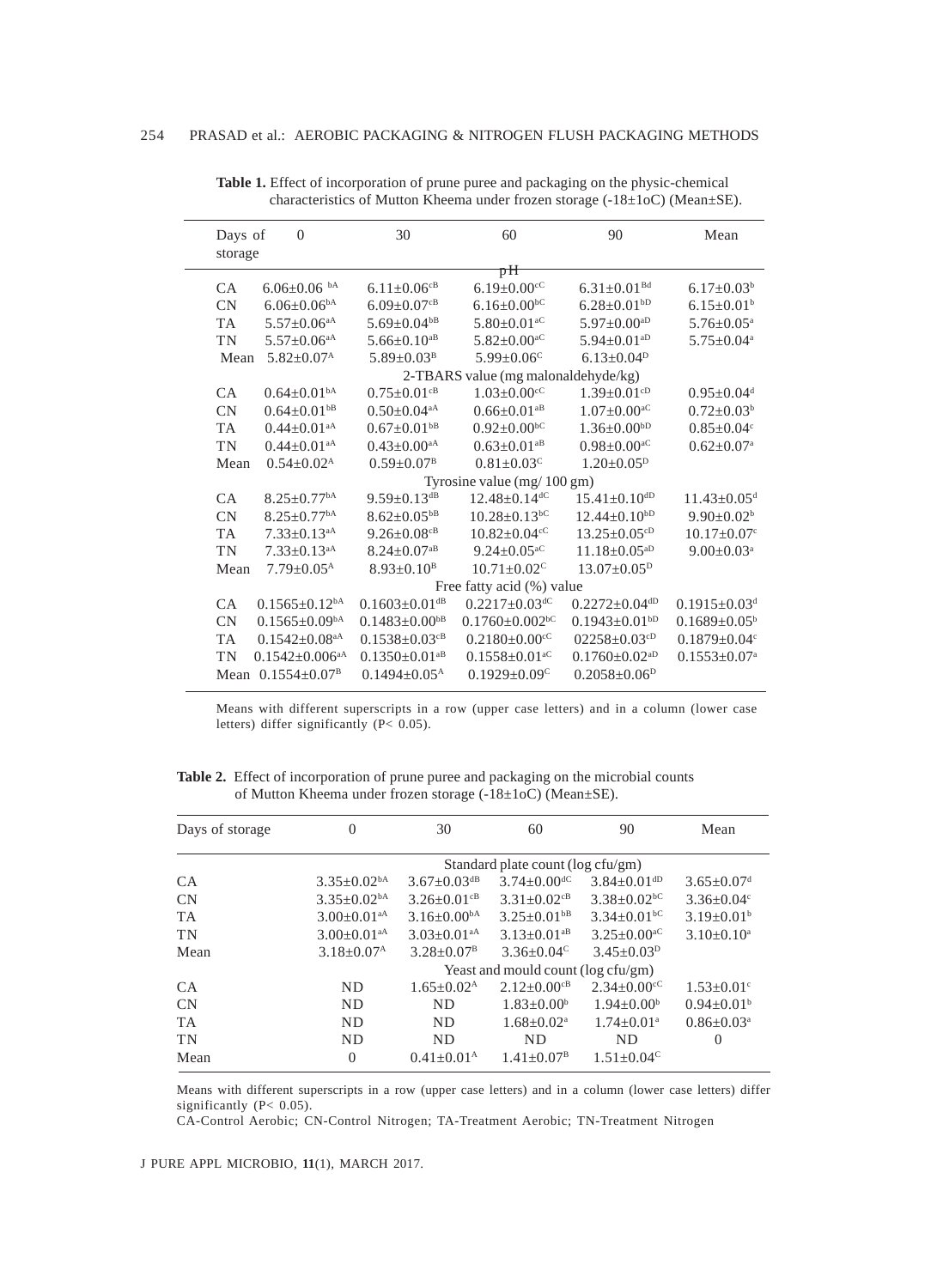**Table 1.** Effect of incorporation of prune puree and packaging on the physic-chemical characteristics of Mutton Kheema under frozen storage (-18±1oC) (Mean±SE).

| Days of storage | 0 | 30 | 60 | 90 | Mean |
|---|---|---|---|---|---|
| | | | pH | | |
| CA | $6.06±0.06^{bA}$ | $6.11±0.06^{cB}$ | $6.19±0.00^{cC}$ | $6.31±0.01^{Bd}$ | $6.17±0.03^{b}$ |
| CN | $6.06±0.06^{bA}$ | $6.09±0.07^{cB}$ | $6.16±0.00^{bC}$ | $6.28±0.01^{bD}$ | $6.15±0.01^{b}$ |
| TA | $5.57±0.06^{aA}$ | $5.69±0.04^{bB}$ | $5.80±0.01^{aC}$ | $5.97±0.00^{aD}$ | $5.76±0.05^{a}$ |
| TN | $5.57±0.06^{aA}$ | $5.66±0.10^{aB}$ | $5.82±0.00^{aC}$ | $5.94±0.01^{aD}$ | $5.75±0.04^{a}$ |
| Mean | $5.82±0.07^{A}$ | $5.89±0.03^{B}$ | $5.99±0.06^{C}$ | $6.13±0.04^{D}$ | |
| | | | 2-TBARS value (mg malonaldehyde/kg) | | |
| CA | $0.64±0.01^{bA}$ | $0.75±0.01^{cB}$ | $1.03±0.00^{cC}$ | $1.39±0.01^{cD}$ | $0.95±0.04^{d}$ |
| CN | $0.64±0.01^{bB}$ | $0.50±0.04^{aA}$ | $0.66±0.01^{aB}$ | $1.07±0.00^{aC}$ | $0.72±0.03^{b}$ |
| TA | $0.44±0.01^{aA}$ | $0.67±0.01^{bB}$ | $0.92±0.00^{bC}$ | $1.36±0.00^{bD}$ | $0.85±0.04^{c}$ |
| TN | $0.44±0.01^{aA}$ | $0.43±0.00^{aA}$ | $0.63±0.01^{aB}$ | $0.98±0.00^{aC}$ | $0.62±0.07^{a}$ |
| Mean | $0.54±0.02^{A}$ | $0.59±0.07^{B}$ | $0.81±0.03^{C}$ | $1.20±0.05^{D}$ | |
| | | | Tyrosine value (mg/ 100 gm) | | |
| CA | $8.25±0.77^{bA}$ | $9.59±0.13^{dB}$ | $12.48±0.14^{dC}$ | $15.41±0.10^{dD}$ | $11.43±0.05^{d}$ |
| CN | $8.25±0.77^{bA}$ | $8.62±0.05^{bB}$ | $10.28±0.13^{bC}$ | $12.44±0.10^{bD}$ | $9.90±0.02^{b}$ |
| TA | $7.33±0.13^{aA}$ | $9.26±0.08^{cB}$ | $10.82±0.04^{cC}$ | $13.25±0.05^{cD}$ | $10.17±0.07^{c}$ |
| TN | $7.33±0.13^{aA}$ | $8.24±0.07^{aB}$ | $9.24±0.05^{aC}$ | $11.18±0.05^{aD}$ | $9.00±0.03^{a}$ |
| Mean | $7.79±0.05^{A}$ | $8.93±0.10^{B}$ | $10.71±0.02^{C}$ | $13.07±0.05^{D}$ | |
| | | | Free fatty acid (%) value | | |
| CA | $0.1565±0.12^{bA}$ | $0.1603±0.01^{dB}$ | $0.2217±0.03^{dC}$ | $0.2272±0.04^{dD}$ | $0.1915±0.03^{d}$ |
| CN | $0.1565±0.09^{bA}$ | $0.1483±0.00^{bB}$ | $0.1760±0.002^{bC}$ | $0.1943±0.01^{bD}$ | $0.1689±0.05^{b}$ |
| TA | $0.1542±0.08^{aA}$ | $0.1538±0.03^{cB}$ | $0.2180±0.00^{cC}$ | $02258±0.03^{cD}$ | $0.1879±0.04^{c}$ |
| TN | $0.1542±0.006^{aA}$ | $0.1350±0.01^{aB}$ | $0.1558±0.01^{aC}$ | $0.1760±0.02^{aD}$ | $0.1553±0.07^{a}$ |
| Mean | $0.1554±0.07^{B}$ | $0.1494±0.05^{A}$ | $0.1929±0.09^{C}$ | $0.2058±0.06^{D}$ | |

Means with different superscripts in a row (upper case letters) and in a column (lower case letters) differ significantly (P< 0.05).

**Table 2.** Effect of incorporation of prune puree and packaging on the microbial counts of Mutton Kheema under frozen storage (-18±1oC) (Mean±SE).

| Days of storage | 0 | 30 | 60 | 90 | Mean |
|---|---|---|---|---|---|
| | | | Standard plate count (log cfu/gm) | | |
| CA | $3.35±0.02^{bA}$ | $3.67±0.03^{dB}$ | $3.74±0.00^{dC}$ | $3.84±0.01^{dD}$ | $3.65±0.07^{d}$ |
| CN | $3.35±0.02^{bA}$ | $3.26±0.01^{cB}$ | $3.31±0.02^{cB}$ | $3.38±0.02^{bC}$ | $3.36±0.04^{c}$ |
| TA | $3.00±0.01^{aA}$ | $3.16±0.00^{bA}$ | $3.25±0.01^{bB}$ | $3.34±0.01^{bC}$ | $3.19±0.01^{b}$ |
| TN | $3.00±0.01^{aA}$ | $3.03±0.01^{aA}$ | $3.13±0.01^{aB}$ | $3.25±0.00^{aC}$ | $3.10±0.10^{a}$ |
| Mean | $3.18±0.07^{A}$ | $3.28±0.07^{B}$ | $3.36±0.04^{C}$ | $3.45±0.03^{D}$ | |
| | | | Yeast and mould count (log cfu/gm) | | |
| CA | ND | $1.65±0.02^{A}$ | $2.12±0.00^{cB}$ | $2.34±0.00^{cC}$ | $1.53±0.01^{c}$ |
| CN | ND | ND | $1.83±0.00^{b}$ | $1.94±0.00^{b}$ | $0.94±0.01^{b}$ |
| TA | ND | ND | $1.68±0.02^{a}$ | $1.74±0.01^{a}$ | $0.86±0.03^{a}$ |
| TN | ND | ND | ND | ND | 0 |
| Mean | 0 | $0.41±0.01^{A}$ | $1.41±0.07^{B}$ | $1.51±0.04^{C}$ | |

Means with different superscripts in a row (upper case letters) and in a column (lower case letters) differ significantly (P< 0.05).
CA-Control Aerobic; CN-Control Nitrogen; TA-Treatment Aerobic; TN-Treatment Nitrogen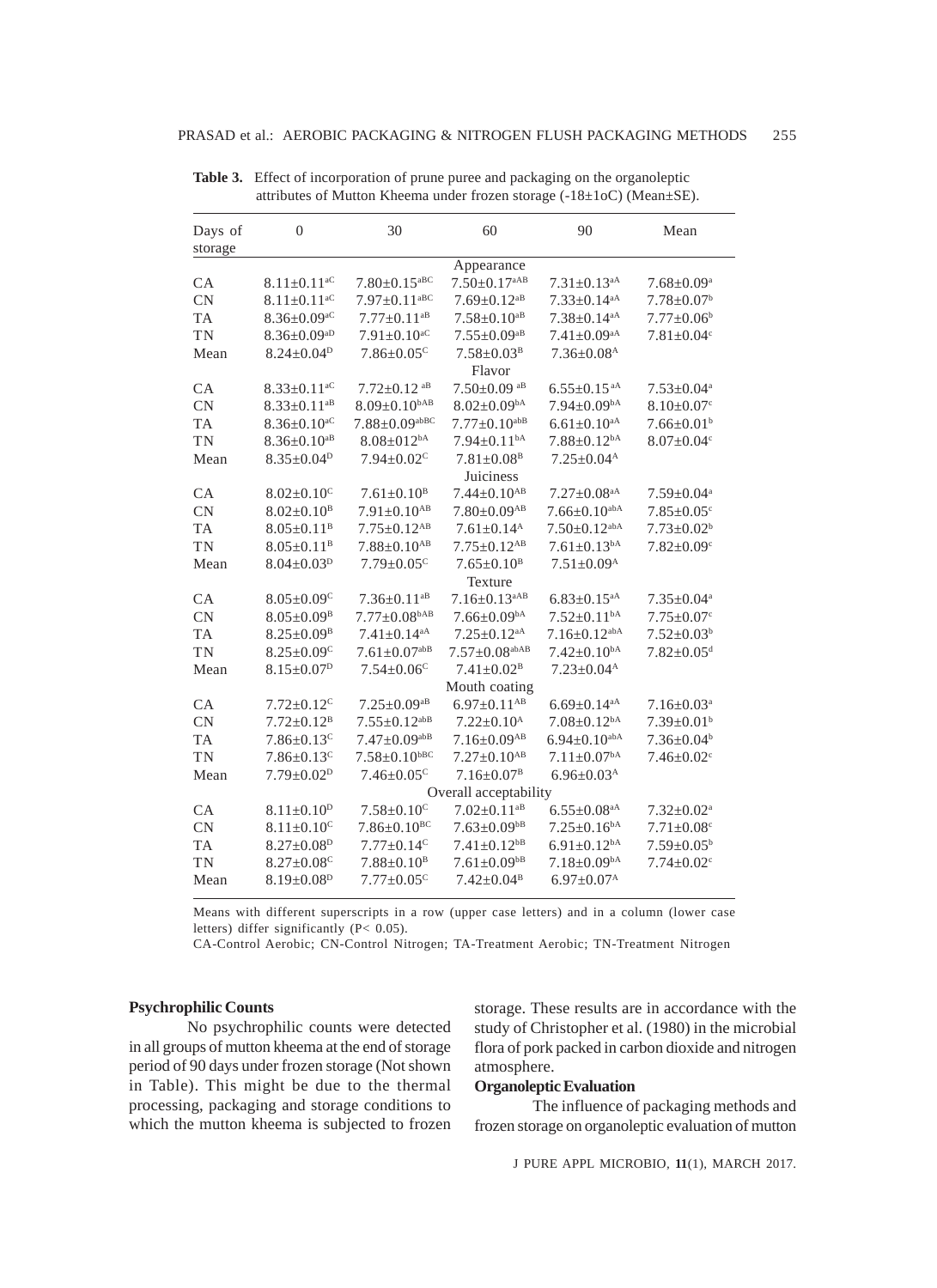**Table 3.** Effect of incorporation of prune puree and packaging on the organoleptic attributes of Mutton Kheema under frozen storage (-18±1oC) (Mean±SE).

| Days of storage | 0 | 30 | 60 | 90 | Mean |
|---|---|---|---|---|---|
| | | | Appearance | | |
| CA | 8.11±0.11$^{aC}$ | 7.80±0.15$^{aBC}$ | 7.50±0.17$^{aAB}$ | 7.31±0.13$^{aA}$ | 7.68±0.09$^{a}$ |
| CN | 8.11±0.11$^{aC}$ | 7.97±0.11$^{aBC}$ | 7.69±0.12$^{aB}$ | 7.33±0.14$^{aA}$ | 7.78±0.07$^{b}$ |
| TA | 8.36±0.09$^{aC}$ | 7.77±0.11$^{aB}$ | 7.58±0.10$^{aB}$ | 7.38±0.14$^{aA}$ | 7.77±0.06$^{b}$ |
| TN | 8.36±0.09$^{aD}$ | 7.91±0.10$^{aC}$ | 7.55±0.09$^{aB}$ | 7.41±0.09$^{aA}$ | 7.81±0.04$^{c}$ |
| Mean | 8.24±0.04$^{D}$ | 7.86±0.05$^{C}$ | 7.58±0.03$^{B}$ | 7.36±0.08$^{A}$ | |
| | | | Flavor | | |
| CA | 8.33±0.11$^{aC}$ | 7.72±0.12$^{aB}$ | 7.50±0.09$^{aB}$ | 6.55±0.15$^{aA}$ | 7.53±0.04$^{a}$ |
| CN | 8.33±0.11$^{aB}$ | 8.09±0.10$^{bAB}$ | 8.02±0.09$^{bA}$ | 7.94±0.09$^{bA}$ | 8.10±0.07$^{c}$ |
| TA | 8.36±0.10$^{aC}$ | 7.88±0.09$^{abBC}$ | 7.77±0.10$^{abB}$ | 6.61±0.10$^{aA}$ | 7.66±0.01$^{b}$ |
| TN | 8.36±0.10$^{aB}$ | 8.08±012$^{bA}$ | 7.94±0.11$^{bA}$ | 7.88±0.12$^{bA}$ | 8.07±0.04$^{c}$ |
| Mean | 8.35±0.04$^{D}$ | 7.94±0.02$^{C}$ | 7.81±0.08$^{B}$ | 7.25±0.04$^{A}$ | |
| | | | Juiciness | | |
| CA | 8.02±0.10$^{C}$ | 7.61±0.10$^{B}$ | 7.44±0.10$^{AB}$ | 7.27±0.08$^{aA}$ | 7.59±0.04$^{a}$ |
| CN | 8.02±0.10$^{B}$ | 7.91±0.10$^{AB}$ | 7.80±0.09$^{AB}$ | 7.66±0.10$^{abA}$ | 7.85±0.05$^{c}$ |
| TA | 8.05±0.11$^{B}$ | 7.75±0.12$^{AB}$ | 7.61±0.14$^{A}$ | 7.50±0.12$^{abA}$ | 7.73±0.02$^{b}$ |
| TN | 8.05±0.11$^{B}$ | 7.88±0.10$^{AB}$ | 7.75±0.12$^{AB}$ | 7.61±0.13$^{bA}$ | 7.82±0.09$^{c}$ |
| Mean | 8.04±0.03$^{D}$ | 7.79±0.05$^{C}$ | 7.65±0.10$^{B}$ | 7.51±0.09$^{A}$ | |
| | | | Texture | | |
| CA | 8.05±0.09$^{C}$ | 7.36±0.11$^{aB}$ | 7.16±0.13$^{aAB}$ | 6.83±0.15$^{aA}$ | 7.35±0.04$^{a}$ |
| CN | 8.05±0.09$^{B}$ | 7.77±0.08$^{bAB}$ | 7.66±0.09$^{bA}$ | 7.52±0.11$^{bA}$ | 7.75±0.07$^{c}$ |
| TA | 8.25±0.09$^{B}$ | 7.41±0.14$^{aA}$ | 7.25±0.12$^{aA}$ | 7.16±0.12$^{abA}$ | 7.52±0.03$^{b}$ |
| TN | 8.25±0.09$^{C}$ | 7.61±0.07$^{abB}$ | 7.57±0.08$^{abAB}$ | 7.42±0.10$^{bA}$ | 7.82±0.05$^{d}$ |
| Mean | 8.15±0.07$^{D}$ | 7.54±0.06$^{C}$ | 7.41±0.02$^{B}$ | 7.23±0.04$^{A}$ | |
| | | | Mouth coating | | |
| CA | 7.72±0.12$^{C}$ | 7.25±0.09$^{aB}$ | 6.97±0.11$^{AB}$ | 6.69±0.14$^{aA}$ | 7.16±0.03$^{a}$ |
| CN | 7.72±0.12$^{B}$ | 7.55±0.12$^{abB}$ | 7.22±0.10$^{A}$ | 7.08±0.12$^{bA}$ | 7.39±0.01$^{b}$ |
| TA | 7.86±0.13$^{C}$ | 7.47±0.09$^{abB}$ | 7.16±0.09$^{AB}$ | 6.94±0.10$^{abA}$ | 7.36±0.04$^{b}$ |
| TN | 7.86±0.13$^{C}$ | 7.58±0.10$^{bBC}$ | 7.27±0.10$^{AB}$ | 7.11±0.07$^{bA}$ | 7.46±0.02$^{c}$ |
| Mean | 7.79±0.02$^{D}$ | 7.46±0.05$^{C}$ | 7.16±0.07$^{B}$ | 6.96±0.03$^{A}$ | |
| | | | Overall acceptability | | |
| CA | 8.11±0.10$^{D}$ | 7.58±0.10$^{C}$ | 7.02±0.11$^{aB}$ | 6.55±0.08$^{aA}$ | 7.32±0.02$^{a}$ |
| CN | 8.11±0.10$^{C}$ | 7.86±0.10$^{BC}$ | 7.63±0.09$^{bB}$ | 7.25±0.16$^{bA}$ | 7.71±0.08$^{c}$ |
| TA | 8.27±0.08$^{D}$ | 7.77±0.14$^{C}$ | 7.41±0.12$^{bB}$ | 6.91±0.12$^{bA}$ | 7.59±0.05$^{b}$ |
| TN | 8.27±0.08$^{C}$ | 7.88±0.10$^{B}$ | 7.61±0.09$^{bB}$ | 7.18±0.09$^{bA}$ | 7.74±0.02$^{c}$ |
| Mean | 8.19±0.08$^{D}$ | 7.77±0.05$^{C}$ | 7.42±0.04$^{B}$ | 6.97±0.07$^{A}$ | |

Means with different superscripts in a row (upper case letters) and in a column (lower case letters) differ significantly ($P < 0.05$).

CA-Control Aerobic; CN-Control Nitrogen; TA-Treatment Aerobic; TN-Treatment Nitrogen

### Psychrophilic Counts

No psychrophilic counts were detected in all groups of mutton kheema at the end of storage period of 90 days under frozen storage (Not shown in Table). This might be due to the thermal processing, packaging and storage conditions to which the mutton kheema is subjected to frozen storage. These results are in accordance with the study of Christopher et al. (1980) in the microbial flora of pork packed in carbon dioxide and nitrogen atmosphere.

### Organoleptic Evaluation

The influence of packaging methods and frozen storage on organoleptic evaluation of mutton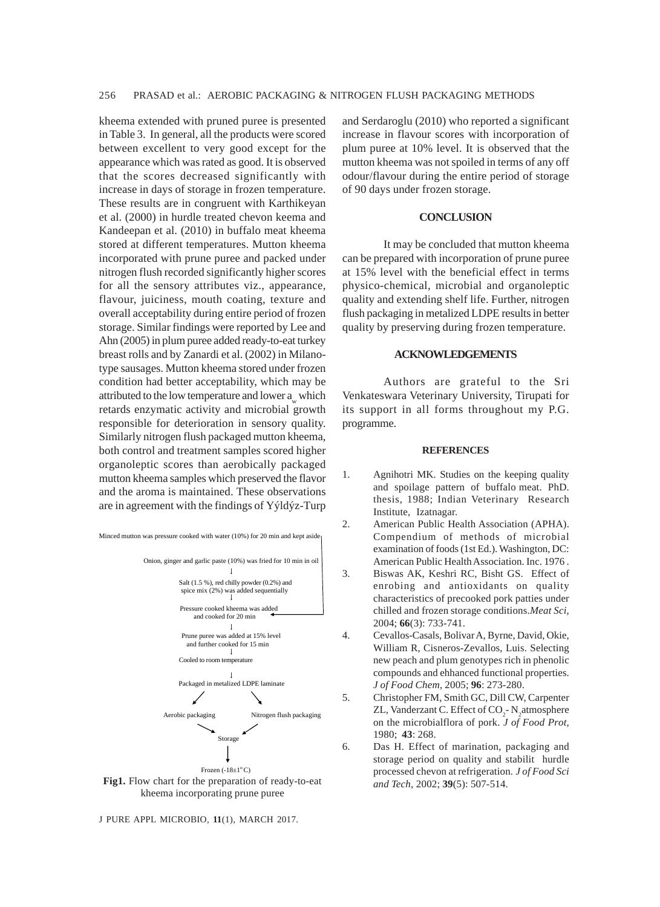kheema extended with pruned puree is presented in Table 3. In general, all the products were scored between excellent to very good except for the appearance which was rated as good. It is observed that the scores decreased significantly with increase in days of storage in frozen temperature. These results are in congruent with Karthikeyan et al. (2000) in hurdle treated chevon keema and Kandeepan et al. (2010) in buffalo meat kheema stored at different temperatures. Mutton kheema incorporated with prune puree and packed under nitrogen flush recorded significantly higher scores for all the sensory attributes viz., appearance, flavour, juiciness, mouth coating, texture and overall acceptability during entire period of frozen storage. Similar findings were reported by Lee and Ahn (2005) in plum puree added ready-to-eat turkey breast rolls and by Zanardi et al. (2002) in Milano-type sausages. Mutton kheema stored under frozen condition had better acceptability, which may be attributed to the low temperature and lower $a_w$ which retards enzymatic activity and microbial growth responsible for deterioration in sensory quality. Similarly nitrogen flush packaged mutton kheema, both control and treatment samples scored higher organoleptic scores than aerobically packaged mutton kheema samples which preserved the flavor and the aroma is maintained. These observations are in agreement with the findings of Yýldýz-Turp

Minced mutton was pressure cooked with water (10%) for 20 min and kept aside

Onion, ginger and garlic paste (10%) was fried for 10 min in oil

↓

Salt (1.5 %), red chilly powder (0.2%) and spice mix (2%) was added sequentially

↓

Pressure cooked kheema was added and cooked for 20 min

↓

Prune puree was added at 15% level and further cooked for 15 min

↓

Cooled to room temperature

↓

Packaged in metalized LDPE laminate

Aerobic packaging | Nitrogen flush packaging

Storage

↓

Frozen (-18±1°C)

**Fig1.** Flow chart for the preparation of ready-to-eat kheema incorporating prune puree

and Serdaroglu (2010) who reported a significant increase in flavour scores with incorporation of plum puree at 10% level. It is observed that the mutton kheema was not spoiled in terms of any off odour/flavour during the entire period of storage of 90 days under frozen storage.

## CONCLUSION

It may be concluded that mutton kheema can be prepared with incorporation of prune puree at 15% level with the beneficial effect in terms physico-chemical, microbial and organoleptic quality and extending shelf life. Further, nitrogen flush packaging in metalized LDPE results in better quality by preserving during frozen temperature.

## ACKNOWLEDGEMENTS

Authors are grateful to the Sri Venkateswara Veterinary University, Tirupati for its support in all forms throughout my P.G. programme.

## REFERENCES

1. Agnihotri MK. Studies on the keeping quality and spoilage pattern of buffalo meat. PhD. thesis, 1988; Indian Veterinary Research Institute, Izatnagar.
2. American Public Health Association (APHA). Compendium of methods of microbial examination of foods (1st Ed.). Washington, DC: American Public Health Association. Inc. 1976 .
3. Biswas AK, Keshri RC, Bisht GS. Effect of enrobing and antioxidants on quality characteristics of precooked pork patties under chilled and frozen storage conditions.*Meat Sci*, 2004; **66**(3): 733-741.
4. Cevallos-Casals, Bolivar A, Byrne, David, Okie, William R, Cisneros-Zevallos, Luis. Selecting new peach and plum genotypes rich in phenolic compounds and ehhanced functional properties. *J of Food Chem*, 2005; **96**: 273-280.
5. Christopher FM, Smith GC, Dill CW, Carpenter ZL, Vanderzant C. Effect of $CO_2$- $N_2$atmosphere on the microbialflora of pork. *J of Food Prot,* 1980; **43**: 268.
6. Das H. Effect of marination, packaging and storage period on quality and stabilit hurdle processed chevon at refrigeration. *J of Food Sci and Tech*, 2002; **39**(5): 507-514.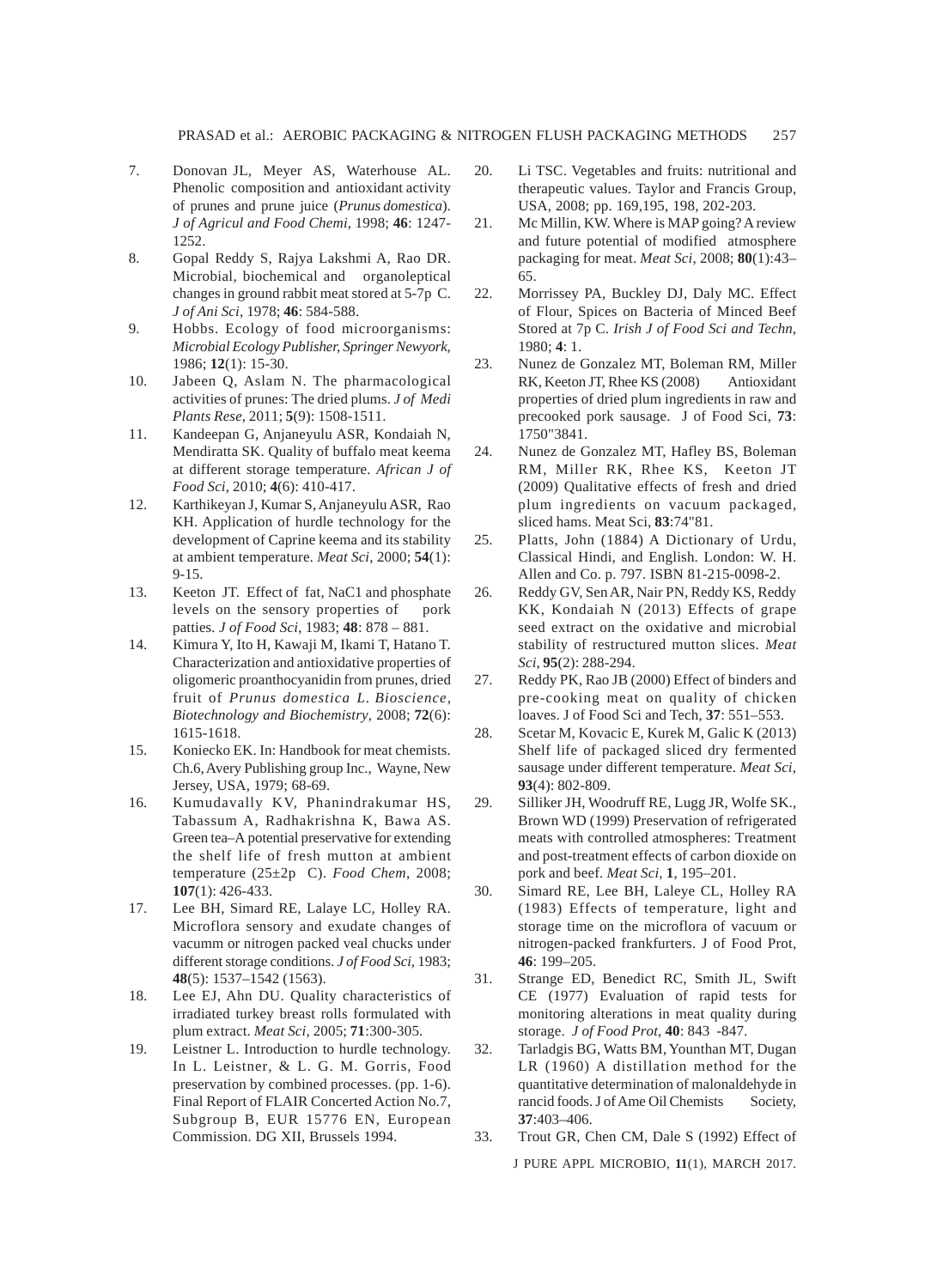7. Donovan JL, Meyer AS, Waterhouse AL. Phenolic composition and antioxidant activity of prunes and prune juice (*Prunus domestica*). *J of Agricul and Food Chemi*, 1998; **46**: 1247-1252.
8. Gopal Reddy S, Rajya Lakshmi A, Rao DR. Microbial, biochemical and organoleptical changes in ground rabbit meat stored at 5-7p C. *J of Ani Sci*, 1978; **46**: 584-588.
9. Hobbs. Ecology of food microorganisms: *Microbial Ecology Publisher, Springer Newyork*, 1986; **12**(1): 15-30.
10. Jabeen Q, Aslam N. The pharmacological activities of prunes: The dried plums. *J of Medi Plants Rese*, 2011; **5**(9): 1508-1511.
11. Kandeepan G, Anjaneyulu ASR, Kondaiah N, Mendiratta SK. Quality of buffalo meat keema at different storage temperature. *African J of Food Sci*, 2010; **4**(6): 410-417.
12. Karthikeyan J, Kumar S, Anjaneyulu ASR, Rao KH. Application of hurdle technology for the development of Caprine keema and its stability at ambient temperature. *Meat Sci*, 2000; **54**(1): 9-15.
13. Keeton JT. Effect of fat, NaC1 and phosphate levels on the sensory properties of pork patties. *J of Food Sci*, 1983; **48**: 878 – 881.
14. Kimura Y, Ito H, Kawaji M, Ikami T, Hatano T. Characterization and antioxidative properties of oligomeric proanthocyanidin from prunes, dried fruit of *Prunus domestica L*. *Bioscience, Biotechnology and Biochemistry*, 2008; **72**(6): 1615-1618.
15. Koniecko EK. In: Handbook for meat chemists. Ch.6, Avery Publishing group Inc., Wayne, New Jersey, USA, 1979; 68-69.
16. Kumudavally KV, Phanindrakumar HS, Tabassum A, Radhakrishna K, Bawa AS. Green tea–A potential preservative for extending the shelf life of fresh mutton at ambient temperature (25±2p C). *Food Chem*, 2008; **107**(1): 426-433.
17. Lee BH, Simard RE, Lalaye LC, Holley RA. Microflora sensory and exudate changes of vacumm or nitrogen packed veal chucks under different storage conditions. *J of Food Sci*, 1983; **48**(5): 1537–1542 (1563).
18. Lee EJ, Ahn DU. Quality characteristics of irradiated turkey breast rolls formulated with plum extract. *Meat Sci*, 2005; **71**:300-305.
19. Leistner L. Introduction to hurdle technology. In L. Leistner, & L. G. M. Gorris, Food preservation by combined processes. (pp. 1-6). Final Report of FLAIR Concerted Action No.7, Subgroup B, EUR 15776 EN, European Commission. DG XII, Brussels 1994.
20. Li TSC. Vegetables and fruits: nutritional and therapeutic values. Taylor and Francis Group, USA, 2008; pp. 169,195, 198, 202-203.
21. Mc Millin, KW. Where is MAP going? A review and future potential of modified atmosphere packaging for meat. *Meat Sci*, 2008; **80**(1):43–65.
22. Morrissey PA, Buckley DJ, Daly MC. Effect of Flour, Spices on Bacteria of Minced Beef Stored at 7p C. *Irish J of Food Sci and Techn*, 1980; **4**: 1.
23. Nunez de Gonzalez MT, Boleman RM, Miller RK, Keeton JT, Rhee KS (2008) Antioxidant properties of dried plum ingredients in raw and precooked pork sausage. J of Food Sci, **73**: 1750"3841.
24. Nunez de Gonzalez MT, Hafley BS, Boleman RM, Miller RK, Rhee KS, Keeton JT (2009) Qualitative effects of fresh and dried plum ingredients on vacuum packaged, sliced hams. Meat Sci, **83**:74"81.
25. Platts, John (1884) A Dictionary of Urdu, Classical Hindi, and English. London: W. H. Allen and Co. p. 797. ISBN 81-215-0098-2.
26. Reddy GV, Sen AR, Nair PN, Reddy KS, Reddy KK, Kondaiah N (2013) Effects of grape seed extract on the oxidative and microbial stability of restructured mutton slices. *Meat Sci*, **95**(2): 288-294.
27. Reddy PK, Rao JB (2000) Effect of binders and pre-cooking meat on quality of chicken loaves. J of Food Sci and Tech, **37**: 551–553.
28. Scetar M, Kovacic E, Kurek M, Galic K (2013) Shelf life of packaged sliced dry fermented sausage under different temperature. *Meat Sci*, **93**(4): 802-809.
29. Silliker JH, Woodruff RE, Lugg JR, Wolfe SK., Brown WD (1999) Preservation of refrigerated meats with controlled atmospheres: Treatment and post-treatment effects of carbon dioxide on pork and beef. *Meat Sci*, **1**, 195–201.
30. Simard RE, Lee BH, Laleye CL, Holley RA (1983) Effects of temperature, light and storage time on the microflora of vacuum or nitrogen-packed frankfurters. J of Food Prot, **46**: 199–205.
31. Strange ED, Benedict RC, Smith JL, Swift CE (1977) Evaluation of rapid tests for monitoring alterations in meat quality during storage. *J of Food Prot*, **40**: 843 -847.
32. Tarladgis BG, Watts BM, Younthan MT, Dugan LR (1960) A distillation method for the quantitative determination of malonaldehyde in rancid foods. J of Ame Oil Chemists Society, **37**:403–406.
33. Trout GR, Chen CM, Dale S (1992) Effect of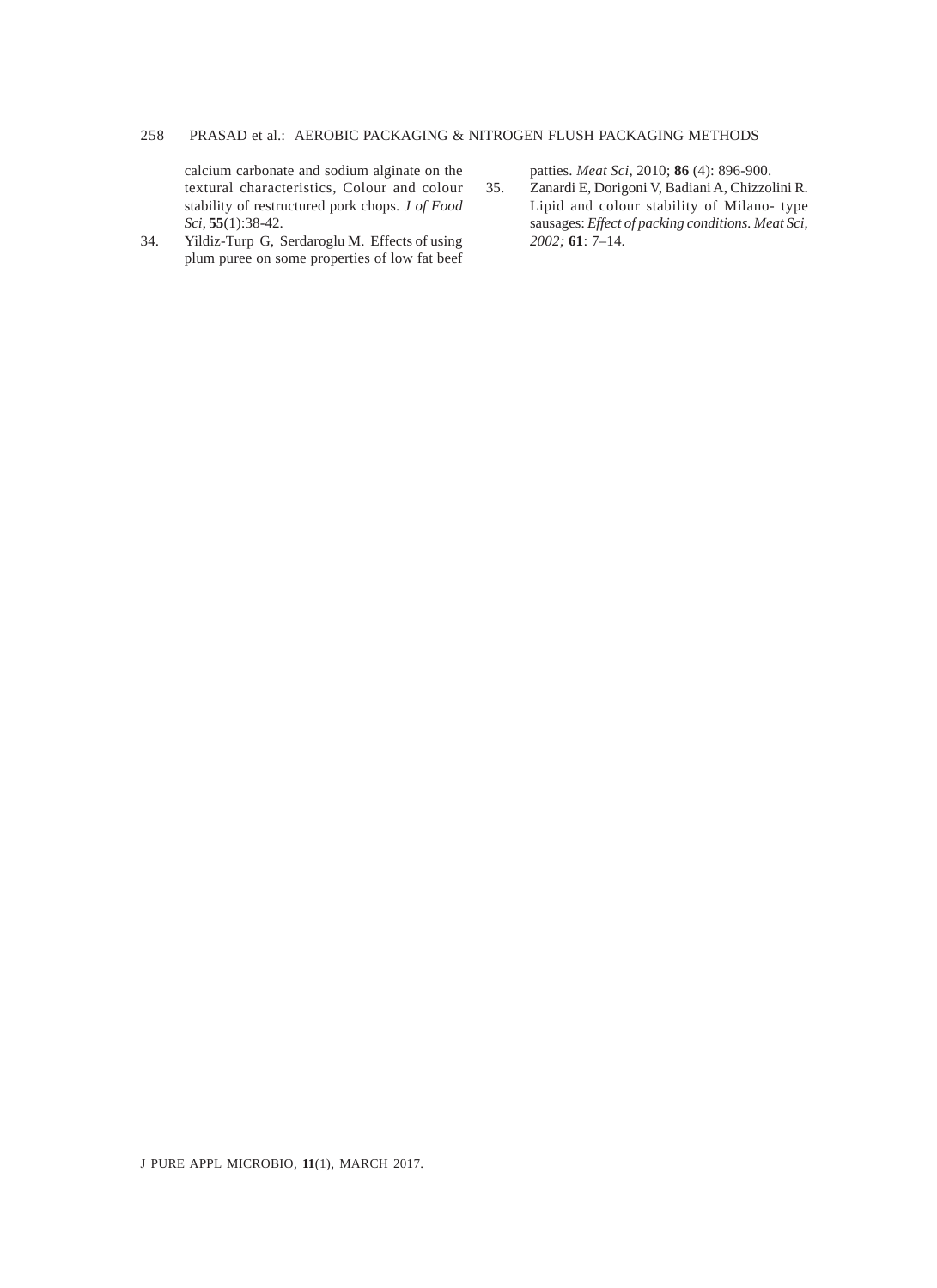calcium carbonate and sodium alginate on the textural characteristics, Colour and colour stability of restructured pork chops. *J of Food Sci*, **55**(1):38-42.

34. Yildiz-Turp G, Serdaroglu M. Effects of using plum puree on some properties of low fat beef patties. *Meat Sci*, 2010; **86** (4): 896-900.

35. Zanardi E, Dorigoni V, Badiani A, Chizzolini R. Lipid and colour stability of Milano- type sausages: *Effect of packing conditions. Meat Sci, 2002;* **61**: 7–14.